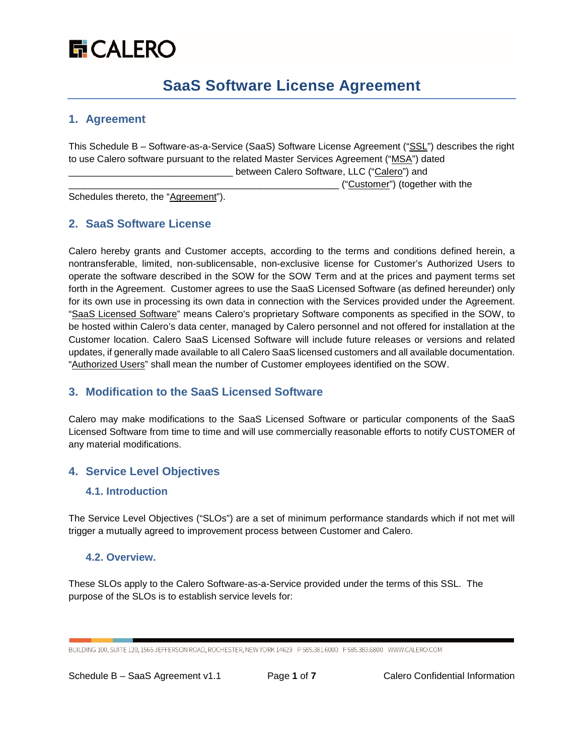# SaaS Software License Agreement

## 1. Agreement

This Schedule B – Software-as-a-Service (SaaS) Software License Agreement ("SSL") describes the right to use Calero software pursuant to the related Master Services Agreement ("MSA") dated ______________________________ between Calero Software, LLC ("Calero") and __________________________________________________ ("Customer") (together with the Schedules thereto, the "Agreement").

## 2. SaaS Software License

Calero hereby grants and Customer accepts, according to the terms and conditions defined herein, a nontransferable, limited, non-sublicensable, non-exclusive license for Customer's Authorized Users to operate the software described in the SOW for the SOW Term and at the prices and payment terms set forth in the Agreement. Customer agrees to use the SaaS Licensed Software (as defined hereunder) only for its own use in processing its own data in connection with the Services provided under the Agreement. "SaaS Licensed Software" means Calero's proprietary Software components as specified in the SOW, to be hosted within Calero's data center, managed by Calero personnel and not offered for installation at the Customer location. Calero SaaS Licensed Software will include future releases or versions and related updates, if generally made available to all Calero SaaS licensed customers and all available documentation. "Authorized Users" shall mean the number of Customer employees identified on the SOW.

## 3. Modification to the SaaS Licensed Software

Calero may make modifications to the SaaS Licensed Software or particular components of the SaaS Licensed Software from time to time and will use commercially reasonable efforts to notify CUSTOMER of any material modifications.

## 4. Service Level Objectives

### 4.1. Introduction

The Service Level Objectives ("SLOs") are a set of minimum performance standards which if not met will trigger a mutually agreed to improvement process between Customer and Calero.

### 4.2. Overview.

These SLOs apply to the Calero Software-as-a-Service provided under the terms of this SSL. The purpose of the SLOs is to establish service levels for: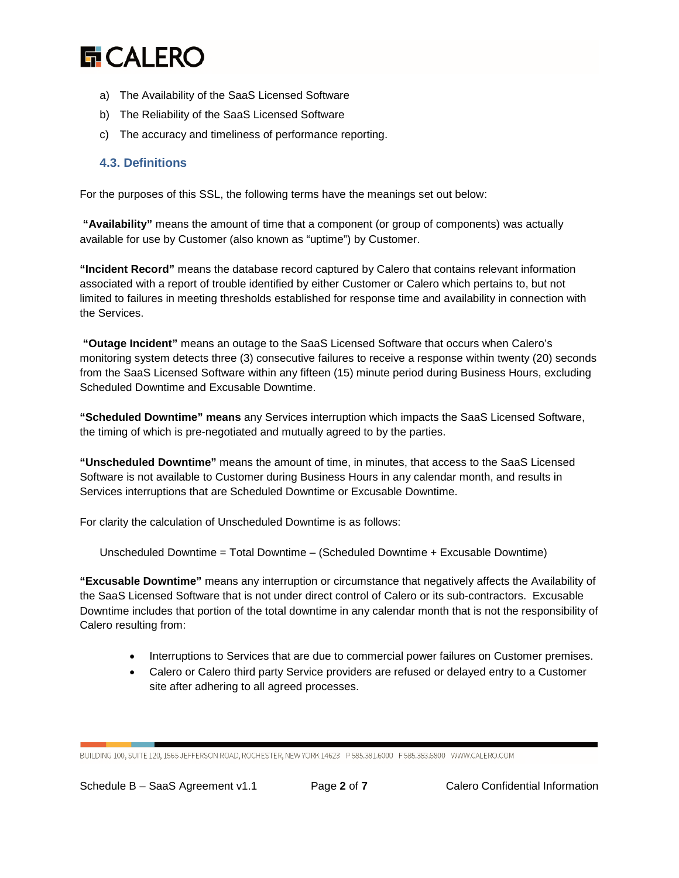a) The Availability of the SaaS Licensed Software

b) The Reliability of the SaaS Licensed Software

c) The accuracy and timeliness of performance reporting.

### 4.3. Definitions

For the purposes of this SSL, the following terms have the meanings set out below:

**"Availability"** means the amount of time that a component (or group of components) was actually available for use by Customer (also known as "uptime") by Customer.

**"Incident Record"** means the database record captured by Calero that contains relevant information associated with a report of trouble identified by either Customer or Calero which pertains to, but not limited to failures in meeting thresholds established for response time and availability in connection with the Services.

**"Outage Incident"** means an outage to the SaaS Licensed Software that occurs when Calero's monitoring system detects three (3) consecutive failures to receive a response within twenty (20) seconds from the SaaS Licensed Software within any fifteen (15) minute period during Business Hours, excluding Scheduled Downtime and Excusable Downtime.

**"Scheduled Downtime" means** any Services interruption which impacts the SaaS Licensed Software, the timing of which is pre-negotiated and mutually agreed to by the parties.

**"Unscheduled Downtime"** means the amount of time, in minutes, that access to the SaaS Licensed Software is not available to Customer during Business Hours in any calendar month, and results in Services interruptions that are Scheduled Downtime or Excusable Downtime.

For clarity the calculation of Unscheduled Downtime is as follows:

Unscheduled Downtime = Total Downtime – (Scheduled Downtime + Excusable Downtime)

**"Excusable Downtime"** means any interruption or circumstance that negatively affects the Availability of the SaaS Licensed Software that is not under direct control of Calero or its sub-contractors. Excusable Downtime includes that portion of the total downtime in any calendar month that is not the responsibility of Calero resulting from:

- Interruptions to Services that are due to commercial power failures on Customer premises.
- Calero or Calero third party Service providers are refused or delayed entry to a Customer site after adhering to all agreed processes.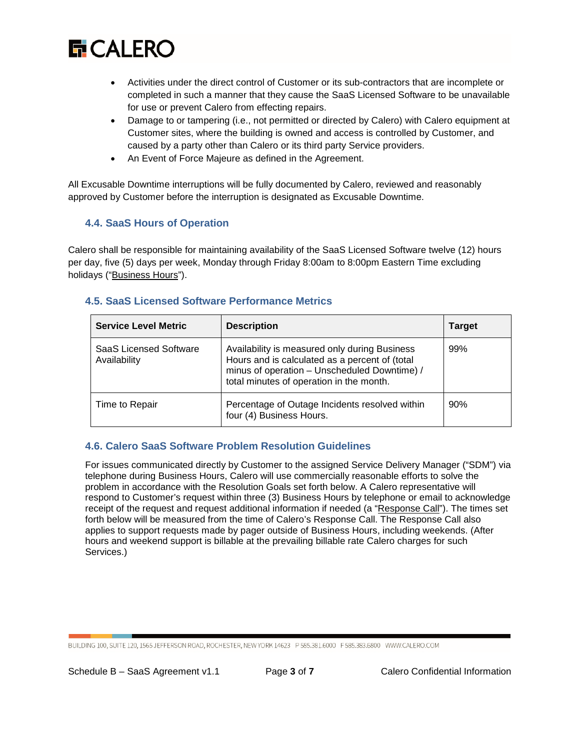- Activities under the direct control of Customer or its sub-contractors that are incomplete or completed in such a manner that they cause the SaaS Licensed Software to be unavailable for use or prevent Calero from effecting repairs.
- Damage to or tampering (i.e., not permitted or directed by Calero) with Calero equipment at Customer sites, where the building is owned and access is controlled by Customer, and caused by a party other than Calero or its third party Service providers.
- An Event of Force Majeure as defined in the Agreement.

All Excusable Downtime interruptions will be fully documented by Calero, reviewed and reasonably approved by Customer before the interruption is designated as Excusable Downtime.

### 4.4. SaaS Hours of Operation

Calero shall be responsible for maintaining availability of the SaaS Licensed Software twelve (12) hours per day, five (5) days per week, Monday through Friday 8:00am to 8:00pm Eastern Time excluding holidays ("Business Hours").

### 4.5. SaaS Licensed Software Performance Metrics

| Service Level Metric | Description | Target |
| --- | --- | --- |
| SaaS Licensed Software Availability | Availability is measured only during Business Hours and is calculated as a percent of (total minus of operation – Unscheduled Downtime) / total minutes of operation in the month. | 99% |
| Time to Repair | Percentage of Outage Incidents resolved within four (4) Business Hours. | 90% |

### 4.6. Calero SaaS Software Problem Resolution Guidelines

For issues communicated directly by Customer to the assigned Service Delivery Manager ("SDM") via telephone during Business Hours, Calero will use commercially reasonable efforts to solve the problem in accordance with the Resolution Goals set forth below. A Calero representative will respond to Customer's request within three (3) Business Hours by telephone or email to acknowledge receipt of the request and request additional information if needed (a "Response Call"). The times set forth below will be measured from the time of Calero's Response Call. The Response Call also applies to support requests made by pager outside of Business Hours, including weekends. (After hours and weekend support is billable at the prevailing billable rate Calero charges for such Services.)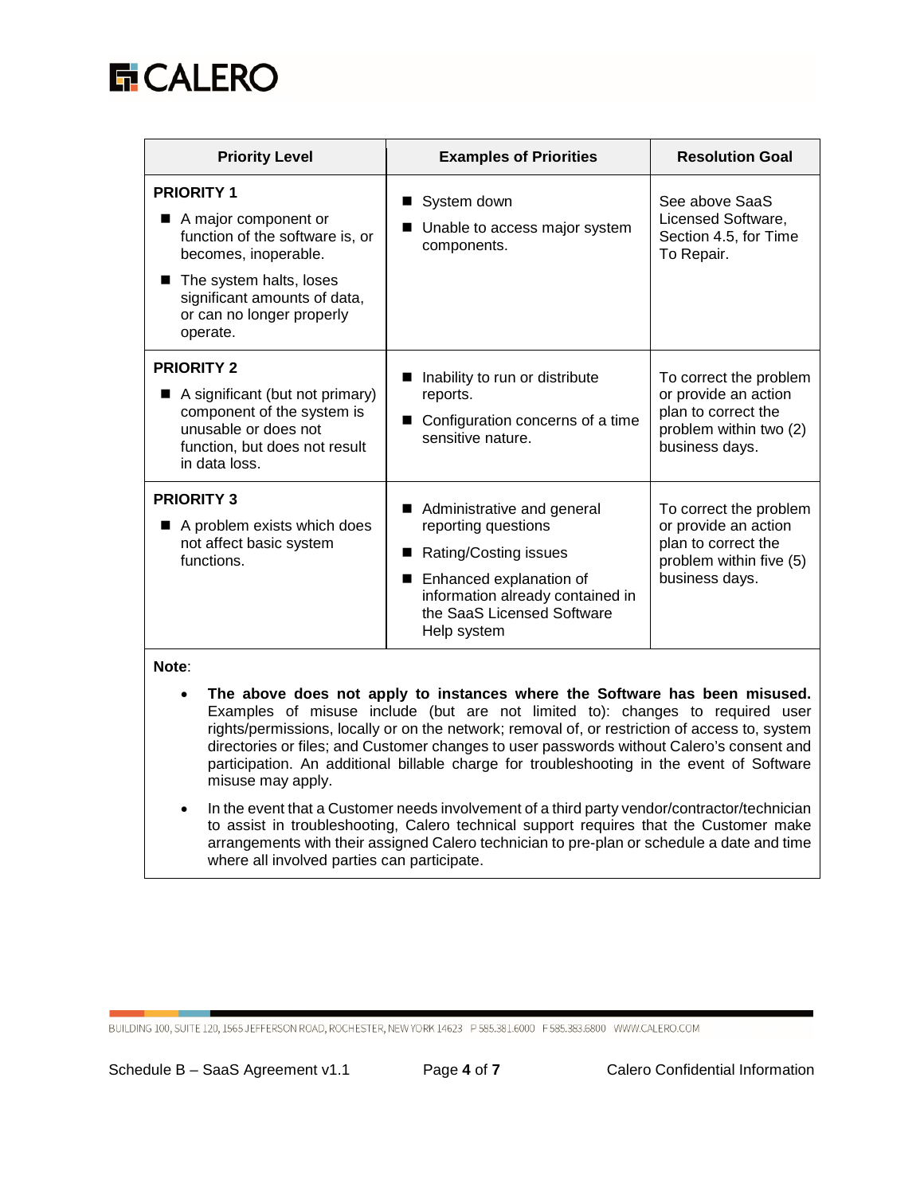| Priority Level | Examples of Priorities | Resolution Goal |
|---|---|---|
| **PRIORITY 1**<br>■ A major component or function of the software is, or becomes, inoperable.<br>■ The system halts, loses significant amounts of data, or can no longer properly operate. | ■ System down<br>■ Unable to access major system components. | See above SaaS Licensed Software, Section 4.5, for Time To Repair. |
| **PRIORITY 2**<br>■ A significant (but not primary) component of the system is unusable or does not function, but does not result in data loss. | ■ Inability to run or distribute reports.<br>■ Configuration concerns of a time sensitive nature. | To correct the problem or provide an action plan to correct the problem within two (2) business days. |
| **PRIORITY 3**<br>■ A problem exists which does not affect basic system functions. | ■ Administrative and general reporting questions<br>■ Rating/Costing issues<br>■ Enhanced explanation of information already contained in the SaaS Licensed Software Help system | To correct the problem or provide an action plan to correct the problem within five (5) business days. |

**Note**:

- **The above does not apply to instances where the Software has been misused.** Examples of misuse include (but are not limited to): changes to required user rights/permissions, locally or on the network; removal of, or restriction of access to, system directories or files; and Customer changes to user passwords without Calero's consent and participation. An additional billable charge for troubleshooting in the event of Software misuse may apply.
- In the event that a Customer needs involvement of a third party vendor/contractor/technician to assist in troubleshooting, Calero technical support requires that the Customer make arrangements with their assigned Calero technician to pre-plan or schedule a date and time where all involved parties can participate.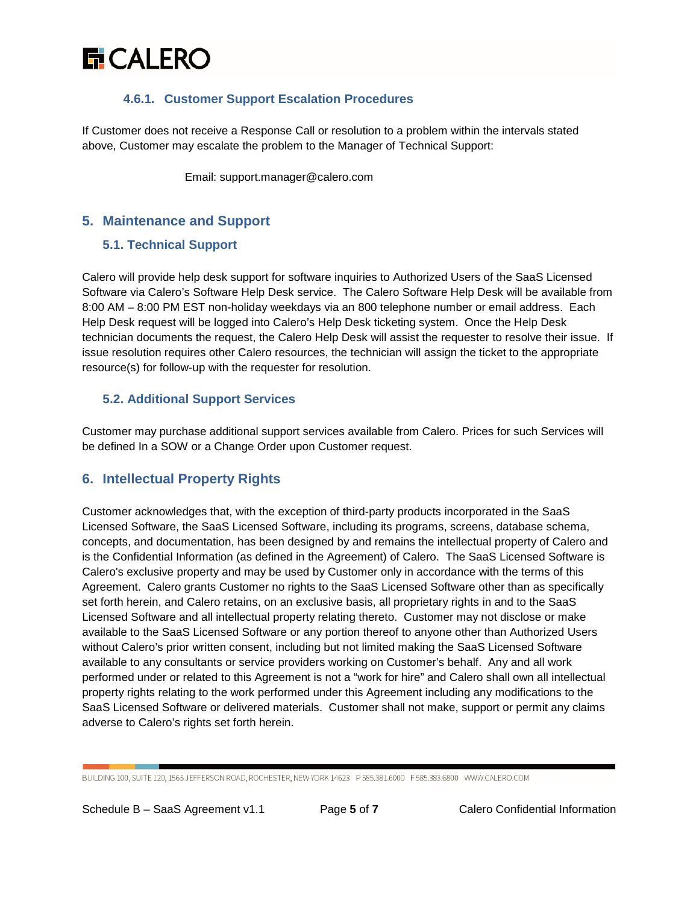#### 4.6.1. Customer Support Escalation Procedures

If Customer does not receive a Response Call or resolution to a problem within the intervals stated above, Customer may escalate the problem to the Manager of Technical Support:

Email: support.manager@calero.com

## 5. Maintenance and Support

### 5.1. Technical Support

Calero will provide help desk support for software inquiries to Authorized Users of the SaaS Licensed Software via Calero's Software Help Desk service. The Calero Software Help Desk will be available from 8:00 AM – 8:00 PM EST non-holiday weekdays via an 800 telephone number or email address. Each Help Desk request will be logged into Calero's Help Desk ticketing system. Once the Help Desk technician documents the request, the Calero Help Desk will assist the requester to resolve their issue. If issue resolution requires other Calero resources, the technician will assign the ticket to the appropriate resource(s) for follow-up with the requester for resolution.

### 5.2. Additional Support Services

Customer may purchase additional support services available from Calero. Prices for such Services will be defined In a SOW or a Change Order upon Customer request.

## 6. Intellectual Property Rights

Customer acknowledges that, with the exception of third-party products incorporated in the SaaS Licensed Software, the SaaS Licensed Software, including its programs, screens, database schema, concepts, and documentation, has been designed by and remains the intellectual property of Calero and is the Confidential Information (as defined in the Agreement) of Calero. The SaaS Licensed Software is Calero's exclusive property and may be used by Customer only in accordance with the terms of this Agreement. Calero grants Customer no rights to the SaaS Licensed Software other than as specifically set forth herein, and Calero retains, on an exclusive basis, all proprietary rights in and to the SaaS Licensed Software and all intellectual property relating thereto. Customer may not disclose or make available to the SaaS Licensed Software or any portion thereof to anyone other than Authorized Users without Calero's prior written consent, including but not limited making the SaaS Licensed Software available to any consultants or service providers working on Customer's behalf. Any and all work performed under or related to this Agreement is not a "work for hire" and Calero shall own all intellectual property rights relating to the work performed under this Agreement including any modifications to the SaaS Licensed Software or delivered materials. Customer shall not make, support or permit any claims adverse to Calero's rights set forth herein.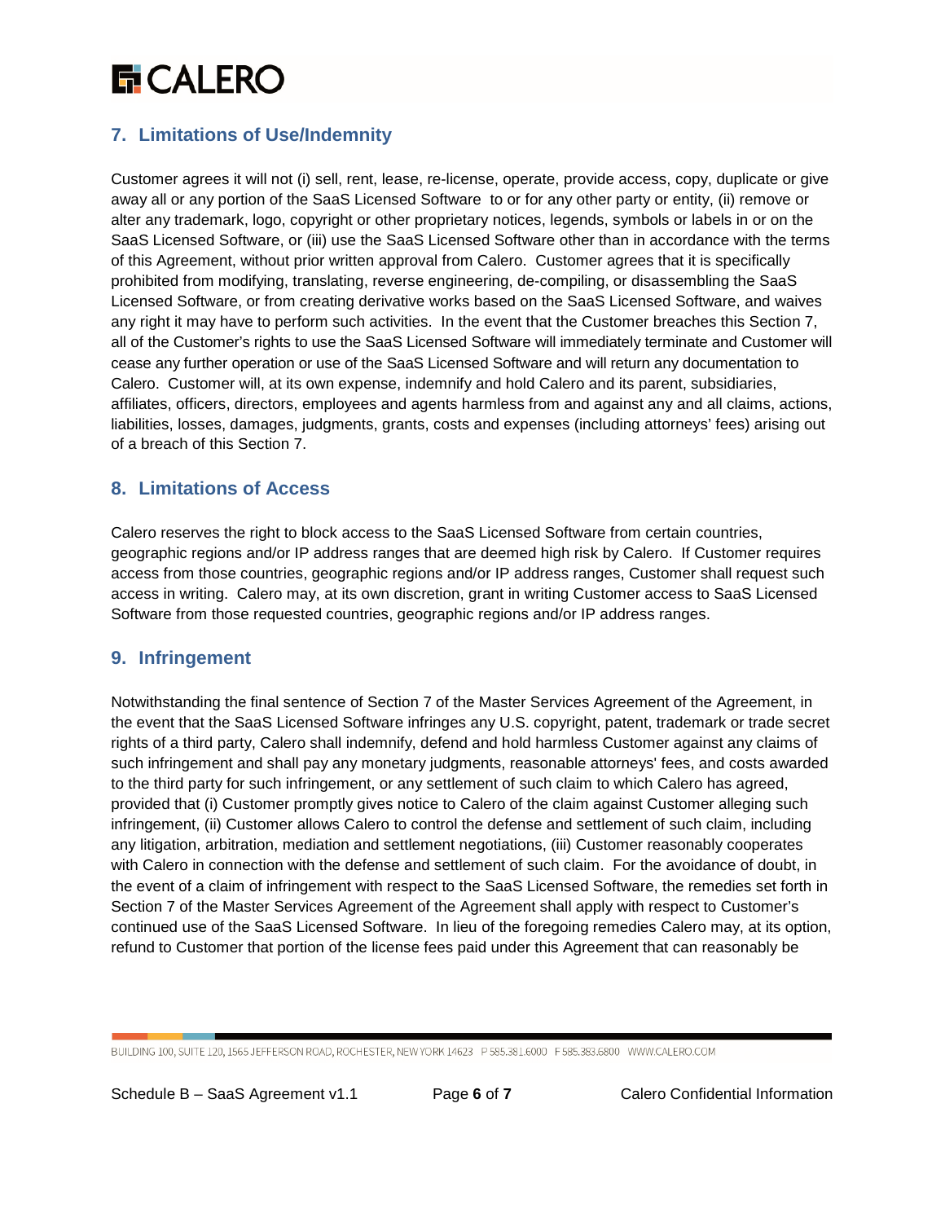## 7. Limitations of Use/Indemnity

Customer agrees it will not (i) sell, rent, lease, re-license, operate, provide access, copy, duplicate or give away all or any portion of the SaaS Licensed Software to or for any other party or entity, (ii) remove or alter any trademark, logo, copyright or other proprietary notices, legends, symbols or labels in or on the SaaS Licensed Software, or (iii) use the SaaS Licensed Software other than in accordance with the terms of this Agreement, without prior written approval from Calero. Customer agrees that it is specifically prohibited from modifying, translating, reverse engineering, de-compiling, or disassembling the SaaS Licensed Software, or from creating derivative works based on the SaaS Licensed Software, and waives any right it may have to perform such activities. In the event that the Customer breaches this Section 7, all of the Customer's rights to use the SaaS Licensed Software will immediately terminate and Customer will cease any further operation or use of the SaaS Licensed Software and will return any documentation to Calero. Customer will, at its own expense, indemnify and hold Calero and its parent, subsidiaries, affiliates, officers, directors, employees and agents harmless from and against any and all claims, actions, liabilities, losses, damages, judgments, grants, costs and expenses (including attorneys' fees) arising out of a breach of this Section 7.

## 8. Limitations of Access

Calero reserves the right to block access to the SaaS Licensed Software from certain countries, geographic regions and/or IP address ranges that are deemed high risk by Calero. If Customer requires access from those countries, geographic regions and/or IP address ranges, Customer shall request such access in writing. Calero may, at its own discretion, grant in writing Customer access to SaaS Licensed Software from those requested countries, geographic regions and/or IP address ranges.

## 9. Infringement

Notwithstanding the final sentence of Section 7 of the Master Services Agreement of the Agreement, in the event that the SaaS Licensed Software infringes any U.S. copyright, patent, trademark or trade secret rights of a third party, Calero shall indemnify, defend and hold harmless Customer against any claims of such infringement and shall pay any monetary judgments, reasonable attorneys' fees, and costs awarded to the third party for such infringement, or any settlement of such claim to which Calero has agreed, provided that (i) Customer promptly gives notice to Calero of the claim against Customer alleging such infringement, (ii) Customer allows Calero to control the defense and settlement of such claim, including any litigation, arbitration, mediation and settlement negotiations, (iii) Customer reasonably cooperates with Calero in connection with the defense and settlement of such claim. For the avoidance of doubt, in the event of a claim of infringement with respect to the SaaS Licensed Software, the remedies set forth in Section 7 of the Master Services Agreement of the Agreement shall apply with respect to Customer's continued use of the SaaS Licensed Software. In lieu of the foregoing remedies Calero may, at its option, refund to Customer that portion of the license fees paid under this Agreement that can reasonably be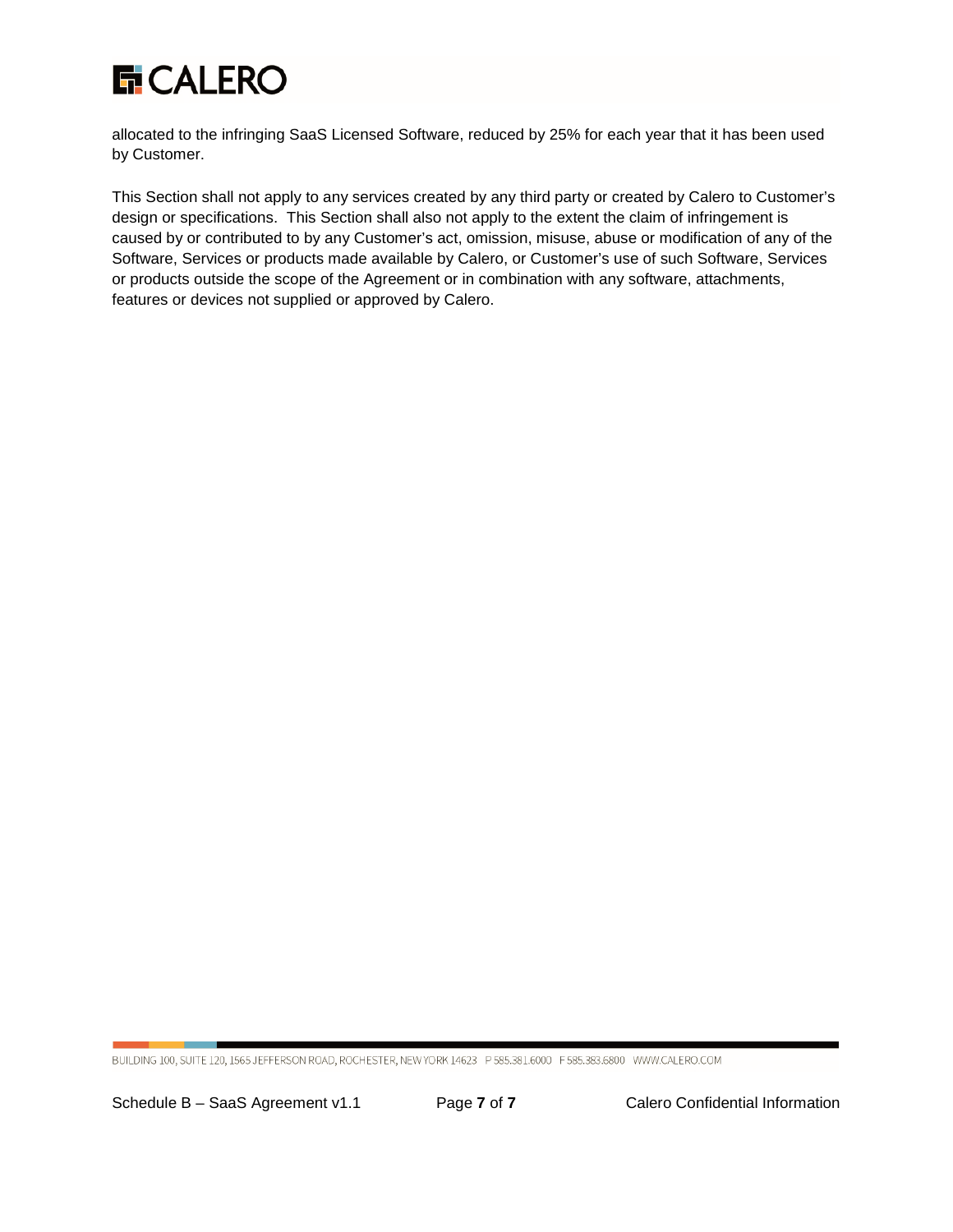allocated to the infringing SaaS Licensed Software, reduced by 25% for each year that it has been used by Customer.

This Section shall not apply to any services created by any third party or created by Calero to Customer's design or specifications. This Section shall also not apply to the extent the claim of infringement is caused by or contributed to by any Customer's act, omission, misuse, abuse or modification of any of the Software, Services or products made available by Calero, or Customer's use of such Software, Services or products outside the scope of the Agreement or in combination with any software, attachments, features or devices not supplied or approved by Calero.